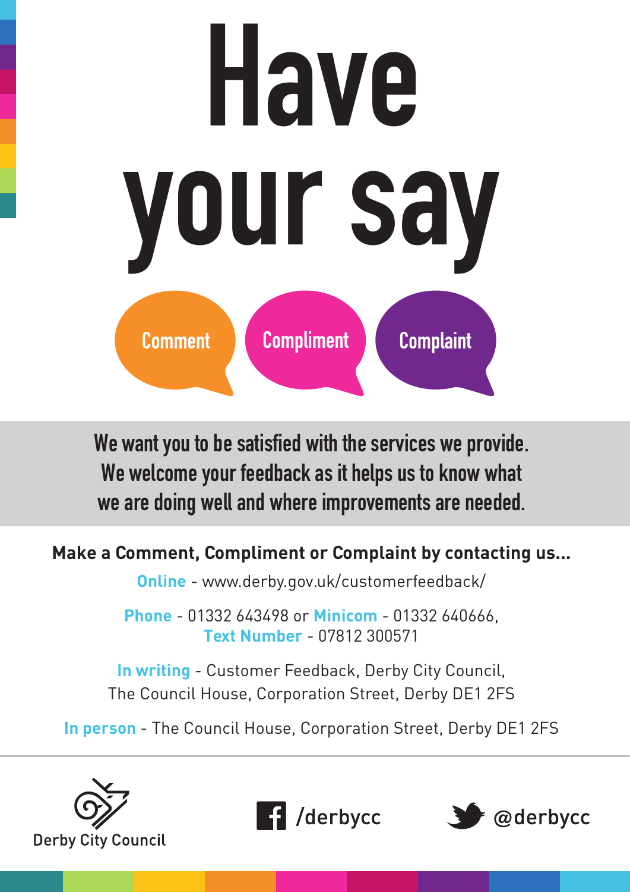# Have your say

**Comment** **Compliment** **Complaint**

**We want you to be satisfied with the services we provide. We welcome your feedback as it helps us to know what we are doing well and where improvements are needed.**

**Make a Comment, Compliment or Complaint by contacting us...**

**Online** - www.derby.gov.uk/customerfeedback/

**Phone** - 01332 643498 or **Minicom** - 01332 640666,
**Text Number** - 07812 300571

**In writing** - Customer Feedback, Derby City Council,
The Council House, Corporation Street, Derby DE1 2FS

**In person** - The Council House, Corporation Street, Derby DE1 2FS

Derby City Council

/derbycc

@derbycc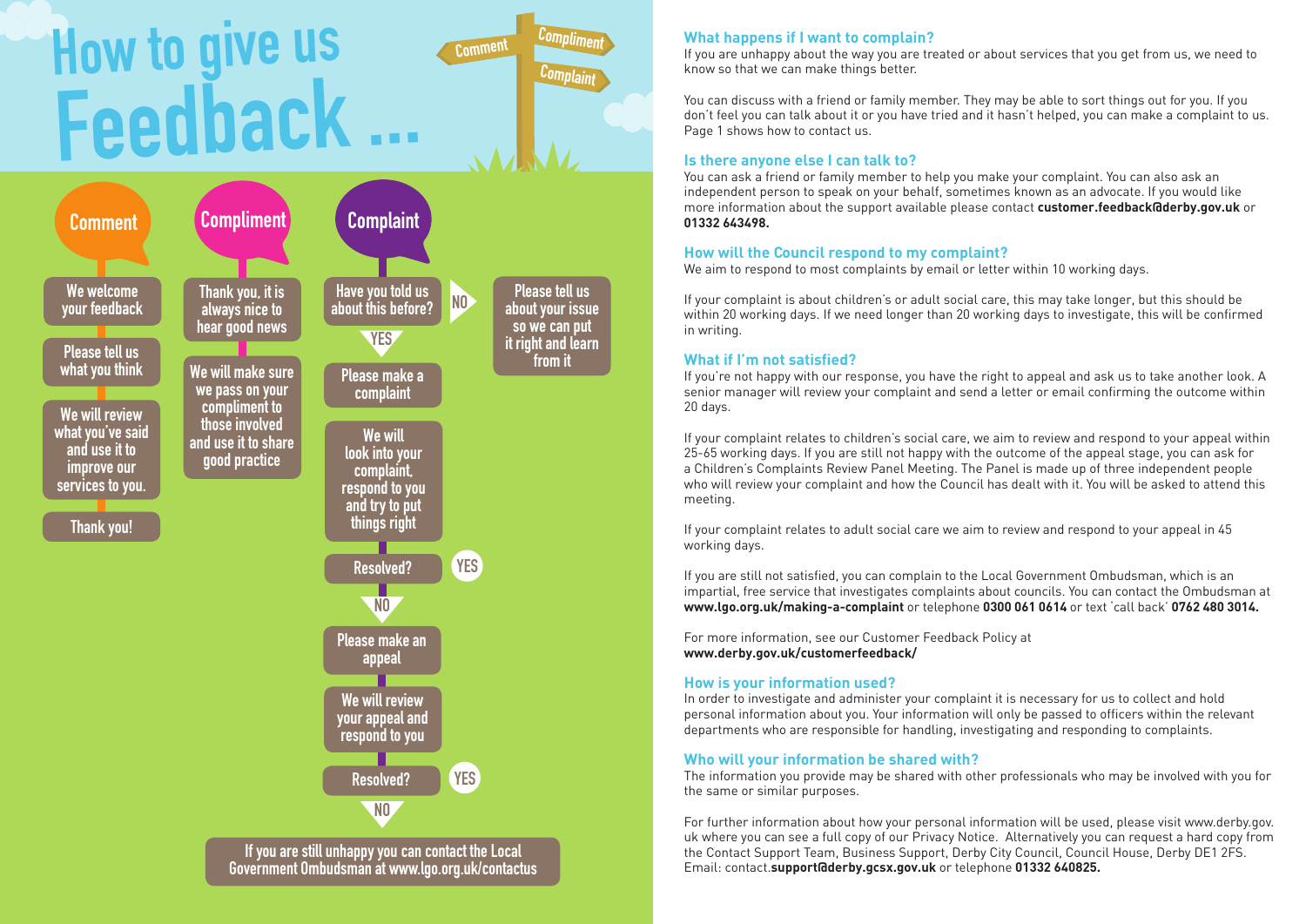# How to give us Feedback ...

Comment | Compliment | Complaint

## Comment

We welcome your feedback

Please tell us what you think

We will review what you've said and use it to improve our services to you.

Thank you!

## Compliment

Thank you, it is always nice to hear good news

We will make sure we pass on your compliment to those involved and use it to share good practice

## Complaint

Have you told us about this before?

- NO → Please tell us about your issue so we can put it right and learn from it
- YES → Please make a complaint

We will look into your complaint, respond to you and try to put things right

Resolved? YES / NO

Please make an appeal

We will review your appeal and respond to you

Resolved? YES / NO

If you are still unhappy you can contact the Local Government Ombudsman at www.lgo.org.uk/contactus

### What happens if I want to complain?

If you are unhappy about the way you are treated or about services that you get from us, we need to know so that we can make things better.

You can discuss with a friend or family member. They may be able to sort things out for you. If you don't feel you can talk about it or you have tried and it hasn't helped, you can make a complaint to us. Page 1 shows how to contact us.

### Is there anyone else I can talk to?

You can ask a friend or family member to help you make your complaint. You can also ask an independent person to speak on your behalf, sometimes known as an advocate. If you would like more information about the support available please contact **customer.feedback@derby.gov.uk** or **01332 643498.**

### How will the Council respond to my complaint?

We aim to respond to most complaints by email or letter within 10 working days.

If your complaint is about children's or adult social care, this may take longer, but this should be within 20 working days. If we need longer than 20 working days to investigate, this will be confirmed in writing.

### What if I'm not satisfied?

If you're not happy with our response, you have the right to appeal and ask us to take another look. A senior manager will review your complaint and send a letter or email confirming the outcome within 20 days.

If your complaint relates to children's social care, we aim to review and respond to your appeal within 25-65 working days. If you are still not happy with the outcome of the appeal stage, you can ask for a Children's Complaints Review Panel Meeting. The Panel is made up of three independent people who will review your complaint and how the Council has dealt with it. You will be asked to attend this meeting.

If your complaint relates to adult social care we aim to review and respond to your appeal in 45 working days.

If you are still not satisfied, you can complain to the Local Government Ombudsman, which is an impartial, free service that investigates complaints about councils. You can contact the Ombudsman at **www.lgo.org.uk/making-a-complaint** or telephone **0300 061 0614** or text 'call back' **0762 480 3014.**

For more information, see our Customer Feedback Policy at **www.derby.gov.uk/customerfeedback/**

### How is your information used?

In order to investigate and administer your complaint it is necessary for us to collect and hold personal information about you. Your information will only be passed to officers within the relevant departments who are responsible for handling, investigating and responding to complaints.

### Who will your information be shared with?

The information you provide may be shared with other professionals who may be involved with you for the same or similar purposes.

For further information about how your personal information will be used, please visit www.derby.gov.uk where you can see a full copy of our Privacy Notice. Alternatively you can request a hard copy from the Contact Support Team, Business Support, Derby City Council, Council House, Derby DE1 2FS. Email: contact.**support@derby.gcsx.gov.uk** or telephone **01332 640825.**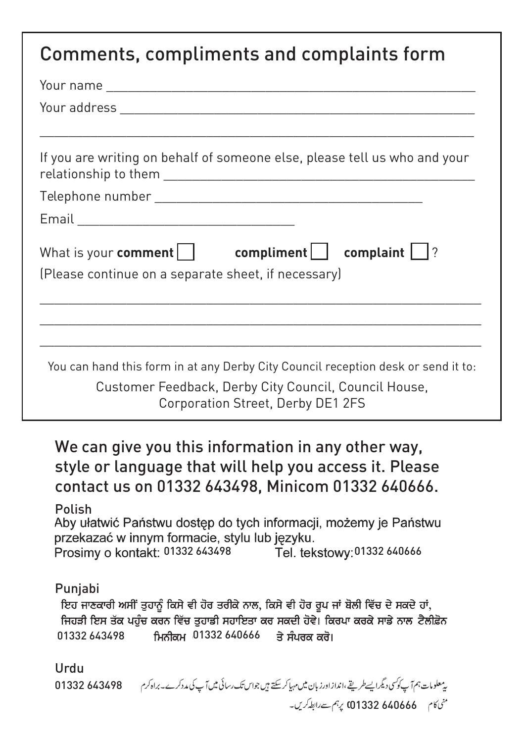## Comments, compliments and complaints form

Your name ______________________________________________

Your address ______________________________________________

______________________________________________

If you are writing on behalf of someone else, please tell us who and your relationship to them ______________________________________________

Telephone number ______________________________________________

Email ______________________________

What is your **comment** ☐ **compliment** ☐ **complaint** ☐ ?

(Please continue on a separate sheet, if necessary)

______________________________________________

______________________________________________

______________________________________________

You can hand this form in at any Derby City Council reception desk or send it to:

Customer Feedback, Derby City Council, Council House,
Corporation Street, Derby DE1 2FS

We can give you this information in any other way, style or language that will help you access it. Please contact us on 01332 643498, Minicom 01332 640666.

Polish

Aby ułatwić Państwu dostęp do tych informacji, możemy je Państwu przekazać w innym formacie, stylu lub języku.
Prosimy o kontakt: 01332 643498 Tel. tekstowy: 01332 640666

Punjabi

ਇਹ ਜਾਣਕਾਰੀ ਅਸੀਂ ਤੁਹਾਨੂੰ ਕਿਸੇ ਵੀ ਹੋਰ ਤਰੀਕੇ ਨਾਲ, ਕਿਸੇ ਵੀ ਹੋਰ ਰੂਪ ਜਾਂ ਬੋਲੀ ਵਿੱਚ ਦੇ ਸਕਦੇ ਹਾਂ, ਜਿਹੜੀ ਇਸ ਤੱਕ ਪਹੁੰਚ ਕਰਨ ਵਿੱਚ ਤੁਹਾਡੀ ਸਹਾਇਤਾ ਕਰ ਸਕਦੀ ਹੋਵੇ। ਕਿਰਪਾ ਕਰਕੇ ਸਾਡੇ ਨਾਲ ਟੈਲੀਫ਼ੋਨ 01332 643498 ਮਿਨੀਕਮ 01332 640666 ਤੇ ਸੰਪਰਕ ਕਰੋ।

Urdu

یہ معلومات ہم آپ کو کسی دیگر ایسے طریقے، انداز اور زبان میں مہیا کرسکتے ہیں جو اس تک رسائی میں آپ کی مدد کرے۔ براہ کرم 01332 643498 منی کام 01332 640666 پر ہم سے رابطہ کریں۔